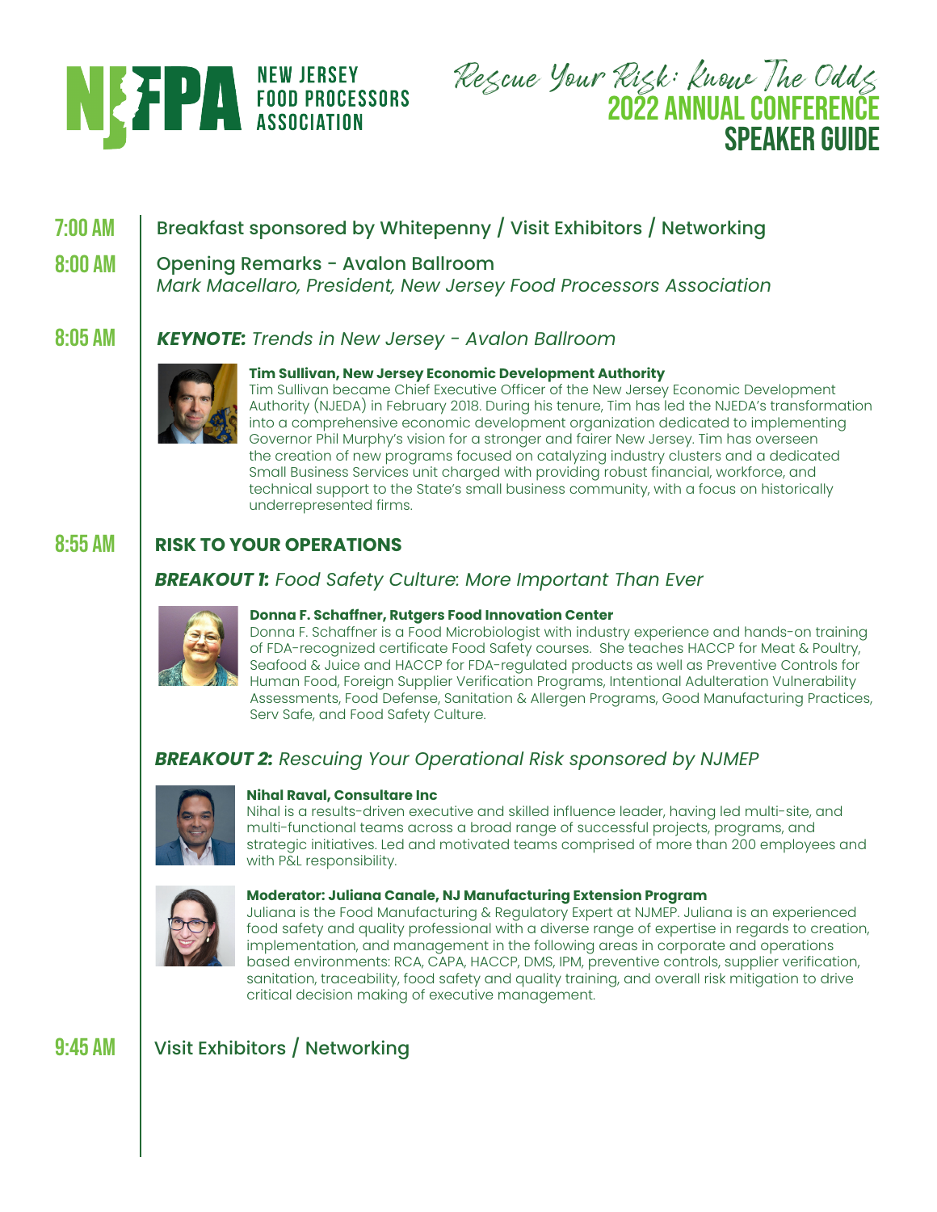# NJFPA New Jersey Food Processors Association

## Rescue Your Risk: Know The Odds
## 2022 Annual Conference
## Speaker Guide

**7:00 AM** Breakfast sponsored by Whitepenny / Visit Exhibitors / Networking

**8:00 AM** Opening Remarks - Avalon Ballroom
*Mark Macellaro, President, New Jersey Food Processors Association*

**8:05 AM** ***KEYNOTE:*** *Trends in New Jersey - Avalon Ballroom*

**Tim Sullivan, New Jersey Economic Development Authority**
Tim Sullivan became Chief Executive Officer of the New Jersey Economic Development Authority (NJEDA) in February 2018. During his tenure, Tim has led the NJEDA's transformation into a comprehensive economic development organization dedicated to implementing Governor Phil Murphy's vision for a stronger and fairer New Jersey. Tim has overseen the creation of new programs focused on catalyzing industry clusters and a dedicated Small Business Services unit charged with providing robust financial, workforce, and technical support to the State's small business community, with a focus on historically underrepresented firms.

**8:55 AM** **RISK TO YOUR OPERATIONS**

***BREAKOUT 1:*** *Food Safety Culture: More Important Than Ever*

**Donna F. Schaffner, Rutgers Food Innovation Center**
Donna F. Schaffner is a Food Microbiologist with industry experience and hands-on training of FDA-recognized certificate Food Safety courses. She teaches HACCP for Meat & Poultry, Seafood & Juice and HACCP for FDA-regulated products as well as Preventive Controls for Human Food, Foreign Supplier Verification Programs, Intentional Adulteration Vulnerability Assessments, Food Defense, Sanitation & Allergen Programs, Good Manufacturing Practices, Serv Safe, and Food Safety Culture.

***BREAKOUT 2:*** *Rescuing Your Operational Risk sponsored by NJMEP*

**Nihal Raval, Consultare Inc**
Nihal is a results-driven executive and skilled influence leader, having led multi-site, and multi-functional teams across a broad range of successful projects, programs, and strategic initiatives. Led and motivated teams comprised of more than 200 employees and with P&L responsibility.

**Moderator: Juliana Canale, NJ Manufacturing Extension Program**
Juliana is the Food Manufacturing & Regulatory Expert at NJMEP. Juliana is an experienced food safety and quality professional with a diverse range of expertise in regards to creation, implementation, and management in the following areas in corporate and operations based environments: RCA, CAPA, HACCP, DMS, IPM, preventive controls, supplier verification, sanitation, traceability, food safety and quality training, and overall risk mitigation to drive critical decision making of executive management.

**9:45 AM** Visit Exhibitors / Networking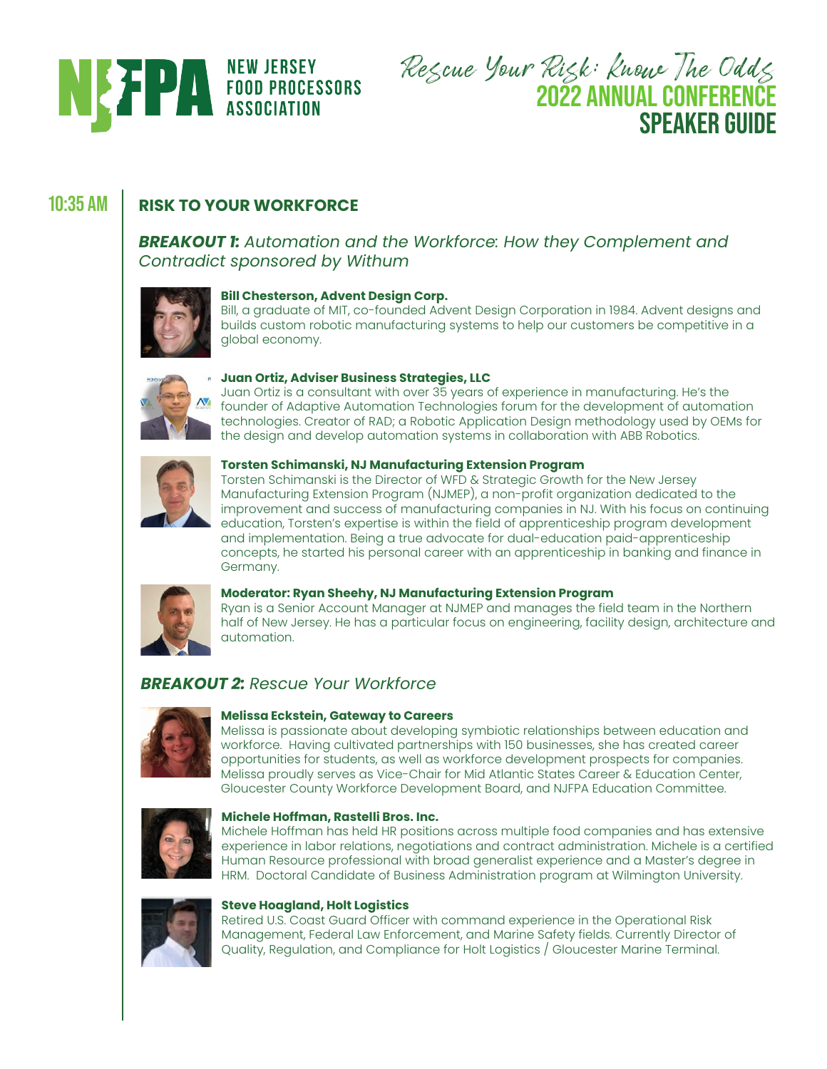# Rescue Your Risk: Know The Odds

# 2022 ANNUAL CONFERENCE SPEAKER GUIDE

## 10:35 AM

## RISK TO YOUR WORKFORCE

### *BREAKOUT 1: Automation and the Workforce: How they Complement and Contradict sponsored by Withum*

**Bill Chesterson, Advent Design Corp.**
Bill, a graduate of MIT, co-founded Advent Design Corporation in 1984. Advent designs and builds custom robotic manufacturing systems to help our customers be competitive in a global economy.

**Juan Ortiz, Adviser Business Strategies, LLC**
Juan Ortiz is a consultant with over 35 years of experience in manufacturing. He's the founder of Adaptive Automation Technologies forum for the development of automation technologies. Creator of RAD; a Robotic Application Design methodology used by OEMs for the design and develop automation systems in collaboration with ABB Robotics.

**Torsten Schimanski, NJ Manufacturing Extension Program**
Torsten Schimanski is the Director of WFD & Strategic Growth for the New Jersey Manufacturing Extension Program (NJMEP), a non-profit organization dedicated to the improvement and success of manufacturing companies in NJ. With his focus on continuing education, Torsten's expertise is within the field of apprenticeship program development and implementation. Being a true advocate for dual-education paid-apprenticeship concepts, he started his personal career with an apprenticeship in banking and finance in Germany.

**Moderator: Ryan Sheehy, NJ Manufacturing Extension Program**
Ryan is a Senior Account Manager at NJMEP and manages the field team in the Northern half of New Jersey. He has a particular focus on engineering, facility design, architecture and automation.

### *BREAKOUT 2: Rescue Your Workforce*

**Melissa Eckstein, Gateway to Careers**
Melissa is passionate about developing symbiotic relationships between education and workforce. Having cultivated partnerships with 150 businesses, she has created career opportunities for students, as well as workforce development prospects for companies. Melissa proudly serves as Vice-Chair for Mid Atlantic States Career & Education Center, Gloucester County Workforce Development Board, and NJFPA Education Committee.

**Michele Hoffman, Rastelli Bros. Inc.**
Michele Hoffman has held HR positions across multiple food companies and has extensive experience in labor relations, negotiations and contract administration. Michele is a certified Human Resource professional with broad generalist experience and a Master's degree in HRM. Doctoral Candidate of Business Administration program at Wilmington University.

**Steve Hoagland, Holt Logistics**
Retired U.S. Coast Guard Officer with command experience in the Operational Risk Management, Federal Law Enforcement, and Marine Safety fields. Currently Director of Quality, Regulation, and Compliance for Holt Logistics / Gloucester Marine Terminal.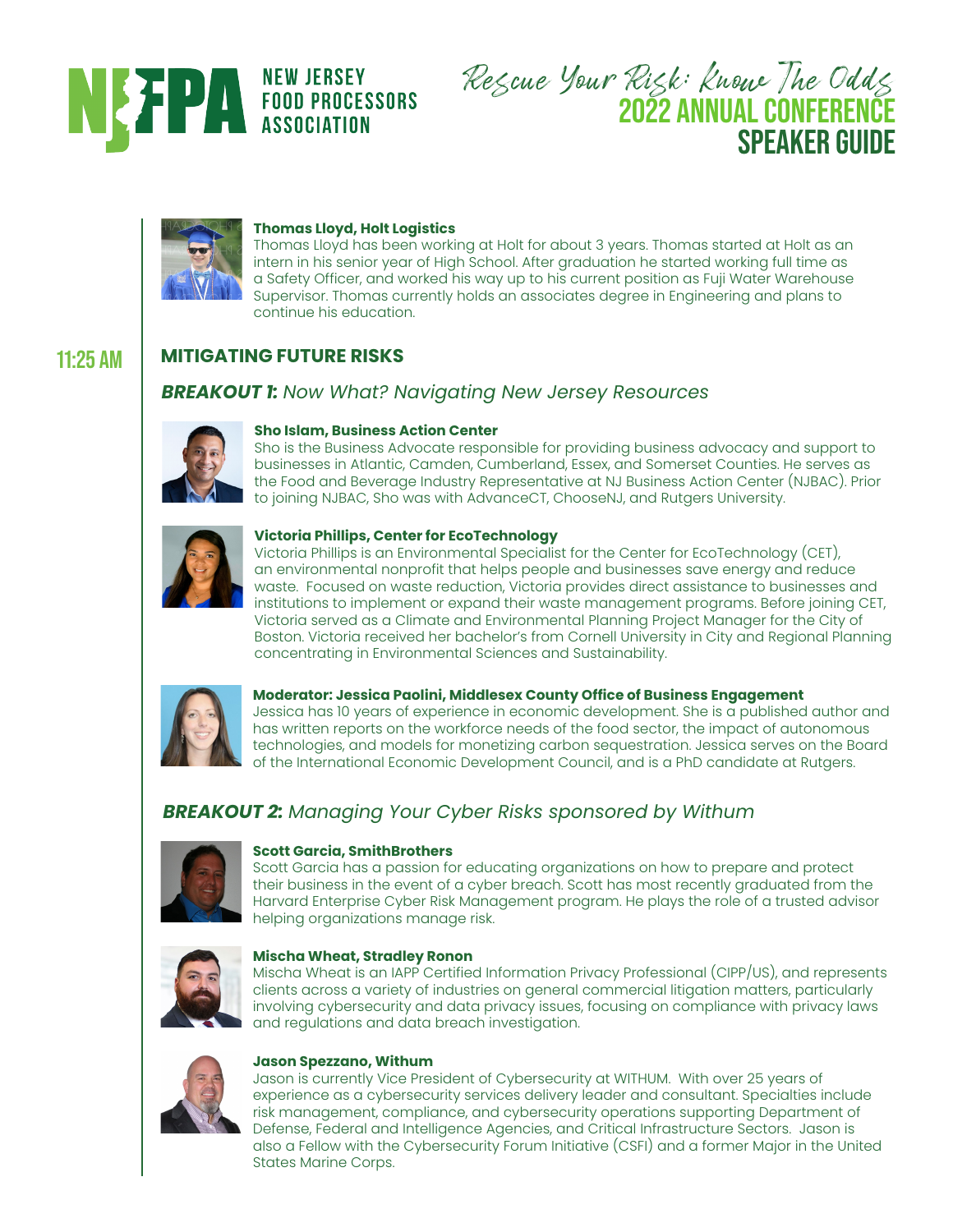**Thomas Lloyd, Holt Logistics**
Thomas Lloyd has been working at Holt for about 3 years. Thomas started at Holt as an intern in his senior year of High School. After graduation he started working full time as a Safety Officer, and worked his way up to his current position as Fuji Water Warehouse Supervisor. Thomas currently holds an associates degree in Engineering and plans to continue his education.

## 11:25 AM MITIGATING FUTURE RISKS

### ***BREAKOUT 1:*** *Now What? Navigating New Jersey Resources*

**Sho Islam, Business Action Center**
Sho is the Business Advocate responsible for providing business advocacy and support to businesses in Atlantic, Camden, Cumberland, Essex, and Somerset Counties. He serves as the Food and Beverage Industry Representative at NJ Business Action Center (NJBAC). Prior to joining NJBAC, Sho was with AdvanceCT, ChooseNJ, and Rutgers University.

**Victoria Phillips, Center for EcoTechnology**
Victoria Phillips is an Environmental Specialist for the Center for EcoTechnology (CET), an environmental nonprofit that helps people and businesses save energy and reduce waste. Focused on waste reduction, Victoria provides direct assistance to businesses and institutions to implement or expand their waste management programs. Before joining CET, Victoria served as a Climate and Environmental Planning Project Manager for the City of Boston. Victoria received her bachelor's from Cornell University in City and Regional Planning concentrating in Environmental Sciences and Sustainability.

**Moderator: Jessica Paolini, Middlesex County Office of Business Engagement**
Jessica has 10 years of experience in economic development. She is a published author and has written reports on the workforce needs of the food sector, the impact of autonomous technologies, and models for monetizing carbon sequestration. Jessica serves on the Board of the International Economic Development Council, and is a PhD candidate at Rutgers.

### ***BREAKOUT 2:*** *Managing Your Cyber Risks sponsored by Withum*

**Scott Garcia, SmithBrothers**
Scott Garcia has a passion for educating organizations on how to prepare and protect their business in the event of a cyber breach. Scott has most recently graduated from the Harvard Enterprise Cyber Risk Management program. He plays the role of a trusted advisor helping organizations manage risk.

**Mischa Wheat, Stradley Ronon**
Mischa Wheat is an IAPP Certified Information Privacy Professional (CIPP/US), and represents clients across a variety of industries on general commercial litigation matters, particularly involving cybersecurity and data privacy issues, focusing on compliance with privacy laws and regulations and data breach investigation.

**Jason Spezzano, Withum**
Jason is currently Vice President of Cybersecurity at WITHUM. With over 25 years of experience as a cybersecurity services delivery leader and consultant. Specialties include risk management, compliance, and cybersecurity operations supporting Department of Defense, Federal and Intelligence Agencies, and Critical Infrastructure Sectors. Jason is also a Fellow with the Cybersecurity Forum Initiative (CSFI) and a former Major in the United States Marine Corps.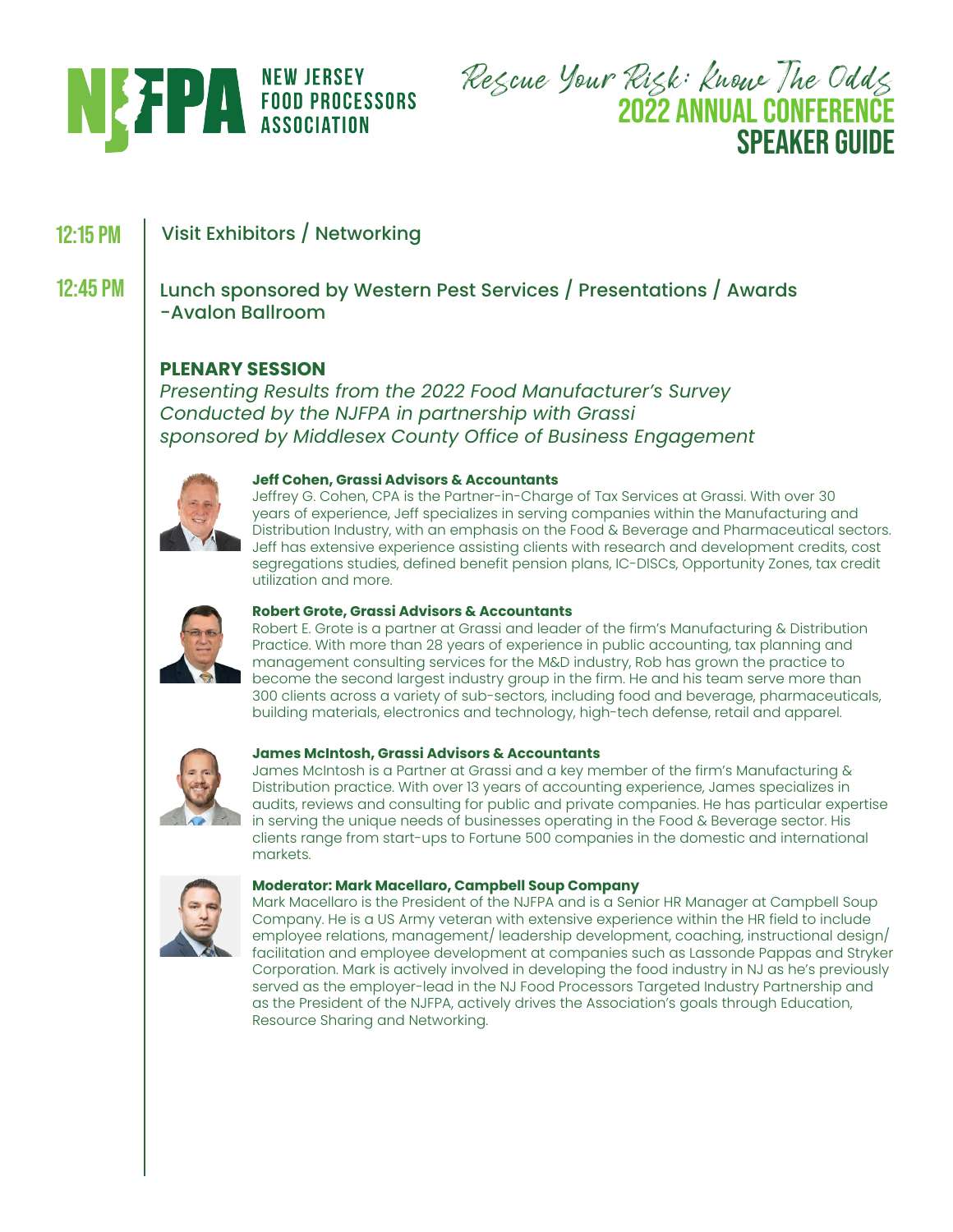**Rescue Your Risk: Know The Odds**

# 2022 ANNUAL CONFERENCE SPEAKER GUIDE

**12:15 PM** Visit Exhibitors / Networking

**12:45 PM** Lunch sponsored by Western Pest Services / Presentations / Awards -Avalon Ballroom

## PLENARY SESSION

*Presenting Results from the 2022 Food Manufacturer's Survey Conducted by the NJFPA in partnership with Grassi sponsored by Middlesex County Office of Business Engagement*

**Jeff Cohen, Grassi Advisors & Accountants**
Jeffrey G. Cohen, CPA is the Partner-in-Charge of Tax Services at Grassi. With over 30 years of experience, Jeff specializes in serving companies within the Manufacturing and Distribution Industry, with an emphasis on the Food & Beverage and Pharmaceutical sectors. Jeff has extensive experience assisting clients with research and development credits, cost segregations studies, defined benefit pension plans, IC-DISCs, Opportunity Zones, tax credit utilization and more.

**Robert Grote, Grassi Advisors & Accountants**
Robert E. Grote is a partner at Grassi and leader of the firm's Manufacturing & Distribution Practice. With more than 28 years of experience in public accounting, tax planning and management consulting services for the M&D industry, Rob has grown the practice to become the second largest industry group in the firm. He and his team serve more than 300 clients across a variety of sub-sectors, including food and beverage, pharmaceuticals, building materials, electronics and technology, high-tech defense, retail and apparel.

**James McIntosh, Grassi Advisors & Accountants**
James McIntosh is a Partner at Grassi and a key member of the firm's Manufacturing & Distribution practice. With over 13 years of accounting experience, James specializes in audits, reviews and consulting for public and private companies. He has particular expertise in serving the unique needs of businesses operating in the Food & Beverage sector. His clients range from start-ups to Fortune 500 companies in the domestic and international markets.

**Moderator: Mark Macellaro, Campbell Soup Company**
Mark Macellaro is the President of the NJFPA and is a Senior HR Manager at Campbell Soup Company. He is a US Army veteran with extensive experience within the HR field to include employee relations, management/ leadership development, coaching, instructional design/ facilitation and employee development at companies such as Lassonde Pappas and Stryker Corporation. Mark is actively involved in developing the food industry in NJ as he's previously served as the employer-lead in the NJ Food Processors Targeted Industry Partnership and as the President of the NJFPA, actively drives the Association's goals through Education, Resource Sharing and Networking.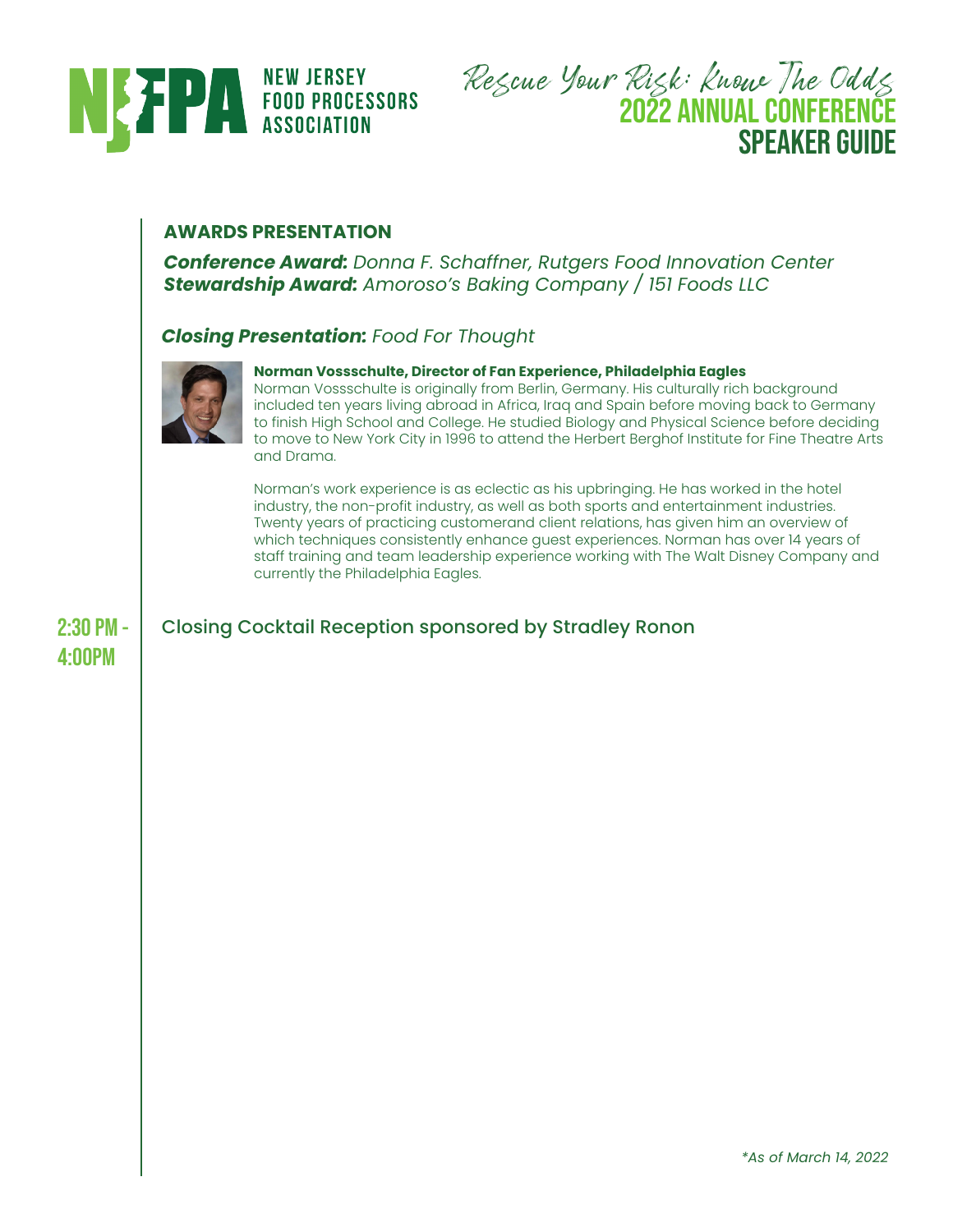## AWARDS PRESENTATION

***Conference Award:*** *Donna F. Schaffner, Rutgers Food Innovation Center*
***Stewardship Award:*** *Amoroso's Baking Company / 151 Foods LLC*

### ***Closing Presentation:*** *Food For Thought*

**Norman Vossschulte, Director of Fan Experience, Philadelphia Eagles**
Norman Vossschulte is originally from Berlin, Germany. His culturally rich background included ten years living abroad in Africa, Iraq and Spain before moving back to Germany to finish High School and College. He studied Biology and Physical Science before deciding to move to New York City in 1996 to attend the Herbert Berghof Institute for Fine Theatre Arts and Drama.

Norman's work experience is as eclectic as his upbringing. He has worked in the hotel industry, the non-profit industry, as well as both sports and entertainment industries. Twenty years of practicing customerand client relations, has given him an overview of which techniques consistently enhance guest experiences. Norman has over 14 years of staff training and team leadership experience working with The Walt Disney Company and currently the Philadelphia Eagles.

**2:30 PM - 4:00PM**

Closing Cocktail Reception sponsored by Stradley Ronon

*\*As of March 14, 2022*